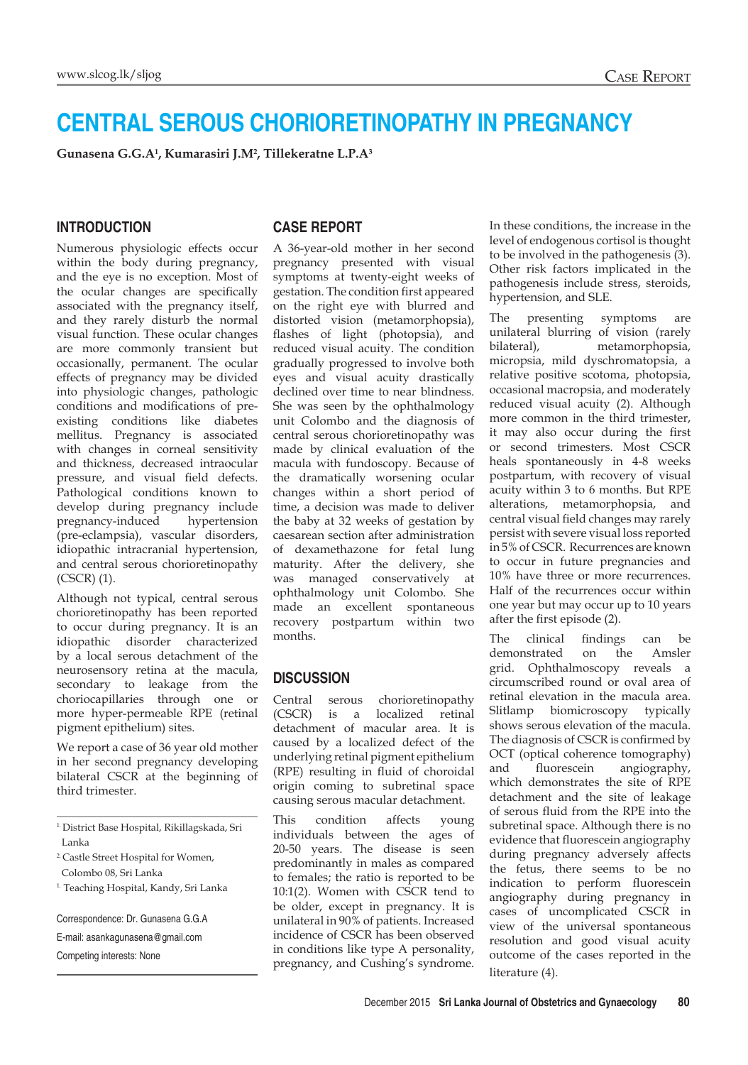# CENTRAL SEROUS CHORIORETINOPATHY IN PREGNANCY

**Gunasena G.G.A[1], Kumarasiri J.M[2], Tillekeratne L.P.A[3]**

## INTRODUCTION

Numerous physiologic effects occur within the body during pregnancy, and the eye is no exception. Most of the ocular changes are specifically associated with the pregnancy itself, and they rarely disturb the normal visual function. These ocular changes are more commonly transient but occasionally, permanent. The ocular effects of pregnancy may be divided into physiologic changes, pathologic conditions and modifications of pre-existing conditions like diabetes mellitus. Pregnancy is associated with changes in corneal sensitivity and thickness, decreased intraocular pressure, and visual field defects. Pathological conditions known to develop during pregnancy include pregnancy-induced hypertension (pre-eclampsia), vascular disorders, idiopathic intracranial hypertension, and central serous chorioretinopathy (CSCR) (1).

Although not typical, central serous chorioretinopathy has been reported to occur during pregnancy. It is an idiopathic disorder characterized by a local serous detachment of the neurosensory retina at the macula, secondary to leakage from the choriocapillaries through one or more hyper-permeable RPE (retinal pigment epithelium) sites.

We report a case of 36 year old mother in her second pregnancy developing bilateral CSCR at the beginning of third trimester.

[1] District Base Hospital, Rikillagskada, Sri Lanka

[2] Castle Street Hospital for Women, Colombo 08, Sri Lanka

[1.] Teaching Hospital, Kandy, Sri Lanka

Correspondence: Dr. Gunasena G.G.A

E-mail: asankagunasena@gmail.com

Competing interests: None

## CASE REPORT

A 36-year-old mother in her second pregnancy presented with visual symptoms at twenty-eight weeks of gestation. The condition first appeared on the right eye with blurred and distorted vision (metamorphopsia), flashes of light (photopsia), and reduced visual acuity. The condition gradually progressed to involve both eyes and visual acuity drastically declined over time to near blindness. She was seen by the ophthalmology unit Colombo and the diagnosis of central serous chorioretinopathy was made by clinical evaluation of the macula with fundoscopy. Because of the dramatically worsening ocular changes within a short period of time, a decision was made to deliver the baby at 32 weeks of gestation by caesarean section after administration of dexamethazone for fetal lung maturity. After the delivery, she was managed conservatively at ophthalmology unit Colombo. She made an excellent spontaneous recovery postpartum within two months.

## DISCUSSION

Central serous chorioretinopathy (CSCR) is a localized retinal detachment of macular area. It is caused by a localized defect of the underlying retinal pigment epithelium (RPE) resulting in fluid of choroidal origin coming to subretinal space causing serous macular detachment.

This condition affects young individuals between the ages of 20-50 years. The disease is seen predominantly in males as compared to females; the ratio is reported to be 10:1(2). Women with CSCR tend to be older, except in pregnancy. It is unilateral in 90% of patients. Increased incidence of CSCR has been observed in conditions like type A personality, pregnancy, and Cushing's syndrome. In these conditions, the increase in the level of endogenous cortisol is thought to be involved in the pathogenesis (3). Other risk factors implicated in the pathogenesis include stress, steroids, hypertension, and SLE.

The presenting symptoms are unilateral blurring of vision (rarely bilateral), metamorphopsia, micropsia, mild dyschromatopsia, a relative positive scotoma, photopsia, occasional macropsia, and moderately reduced visual acuity (2). Although more common in the third trimester, it may also occur during the first or second trimesters. Most CSCR heals spontaneously in 4-8 weeks postpartum, with recovery of visual acuity within 3 to 6 months. But RPE alterations, metamorphopsia, and central visual field changes may rarely persist with severe visual loss reported in 5% of CSCR. Recurrences are known to occur in future pregnancies and 10% have three or more recurrences. Half of the recurrences occur within one year but may occur up to 10 years after the first episode (2).

The clinical findings can be demonstrated on the Amsler grid. Ophthalmoscopy reveals a circumscribed round or oval area of retinal elevation in the macula area. Slitlamp biomicroscopy typically shows serous elevation of the macula. The diagnosis of CSCR is confirmed by OCT (optical coherence tomography) and fluorescein angiography, which demonstrates the site of RPE detachment and the site of leakage of serous fluid from the RPE into the subretinal space. Although there is no evidence that fluorescein angiography during pregnancy adversely affects the fetus, there seems to be no indication to perform fluorescein angiography during pregnancy in cases of uncomplicated CSCR in view of the universal spontaneous resolution and good visual acuity outcome of the cases reported in the literature (4).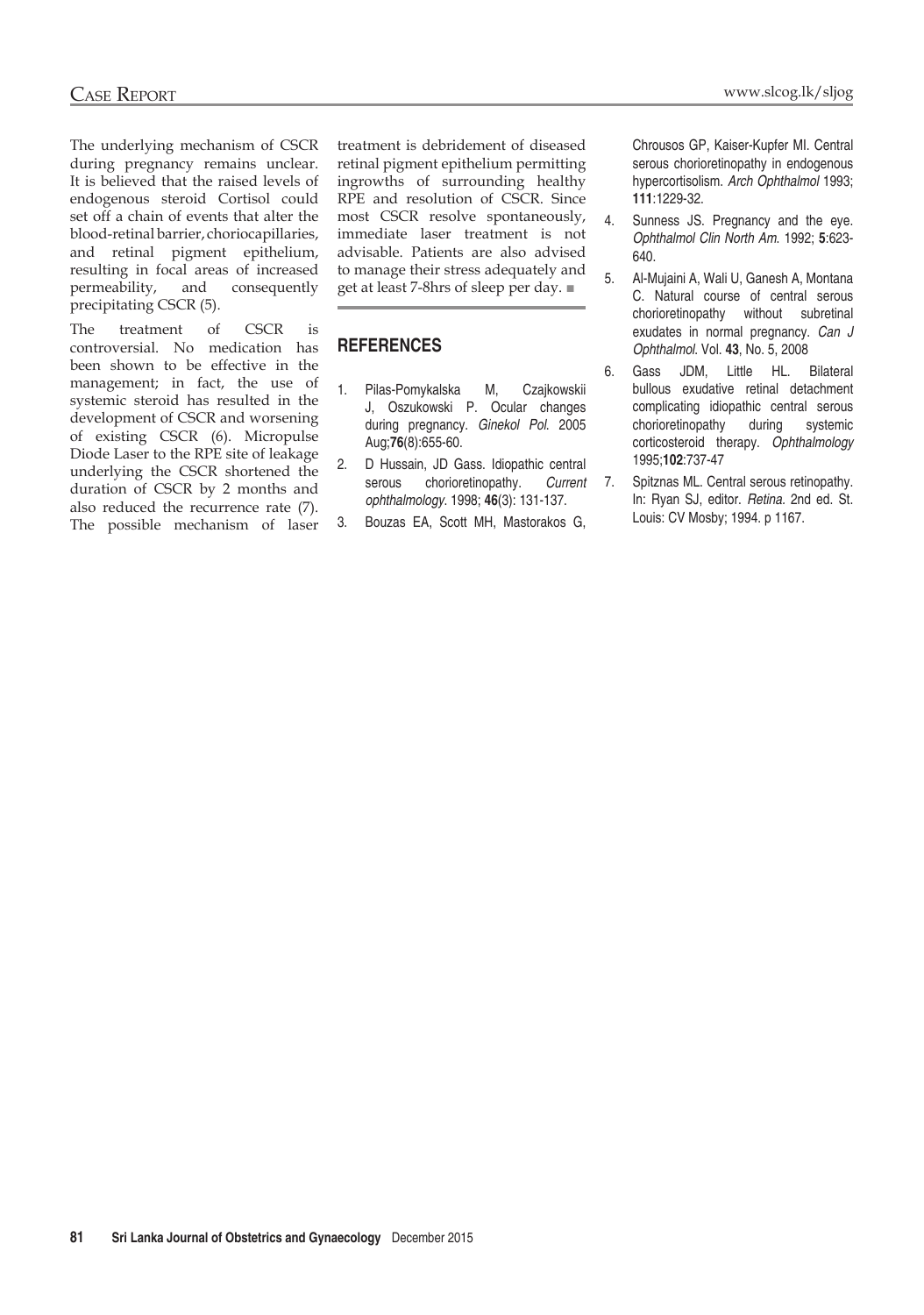The underlying mechanism of CSCR during pregnancy remains unclear. It is believed that the raised levels of endogenous steroid Cortisol could set off a chain of events that alter the blood-retinal barrier, choriocapillaries, and retinal pigment epithelium, resulting in focal areas of increased permeability, and consequently precipitating CSCR (5).

The treatment of CSCR is controversial. No medication has been shown to be effective in the management; in fact, the use of systemic steroid has resulted in the development of CSCR and worsening of existing CSCR (6). Micropulse Diode Laser to the RPE site of leakage underlying the CSCR shortened the duration of CSCR by 2 months and also reduced the recurrence rate (7). The possible mechanism of laser treatment is debridement of diseased retinal pigment epithelium permitting ingrowths of surrounding healthy RPE and resolution of CSCR. Since most CSCR resolve spontaneously, immediate laser treatment is not advisable. Patients are also advised to manage their stress adequately and get at least 7-8hrs of sleep per day. ■

## REFERENCES

1. Pilas-Pomykalska M, Czajkowskii J, Oszukowski P. Ocular changes during pregnancy. *Ginekol Pol.* 2005 Aug;**76**(8):655-60.
2. D Hussain, JD Gass. Idiopathic central serous chorioretinopathy. *Current ophthalmology*. 1998; **46**(3): 131-137.
3. Bouzas EA, Scott MH, Mastorakos G, Chrousos GP, Kaiser-Kupfer MI. Central serous chorioretinopathy in endogenous hypercortisolism. *Arch Ophthalmol* 1993; **111**:1229-32.
4. Sunness JS. Pregnancy and the eye. *Ophthalmol Clin North Am.* 1992; **5**:623-640.
5. Al-Mujaini A, Wali U, Ganesh A, Montana C. Natural course of central serous chorioretinopathy without subretinal exudates in normal pregnancy. *Can J Ophthalmol.* Vol. **43**, No. 5, 2008
6. Gass JDM, Little HL. Bilateral bullous exudative retinal detachment complicating idiopathic central serous chorioretinopathy during systemic corticosteroid therapy. *Ophthalmology* 1995;**102**:737-47
7. Spitznas ML. Central serous retinopathy. In: Ryan SJ, editor. *Retina.* 2nd ed. St. Louis: CV Mosby; 1994. p 1167.